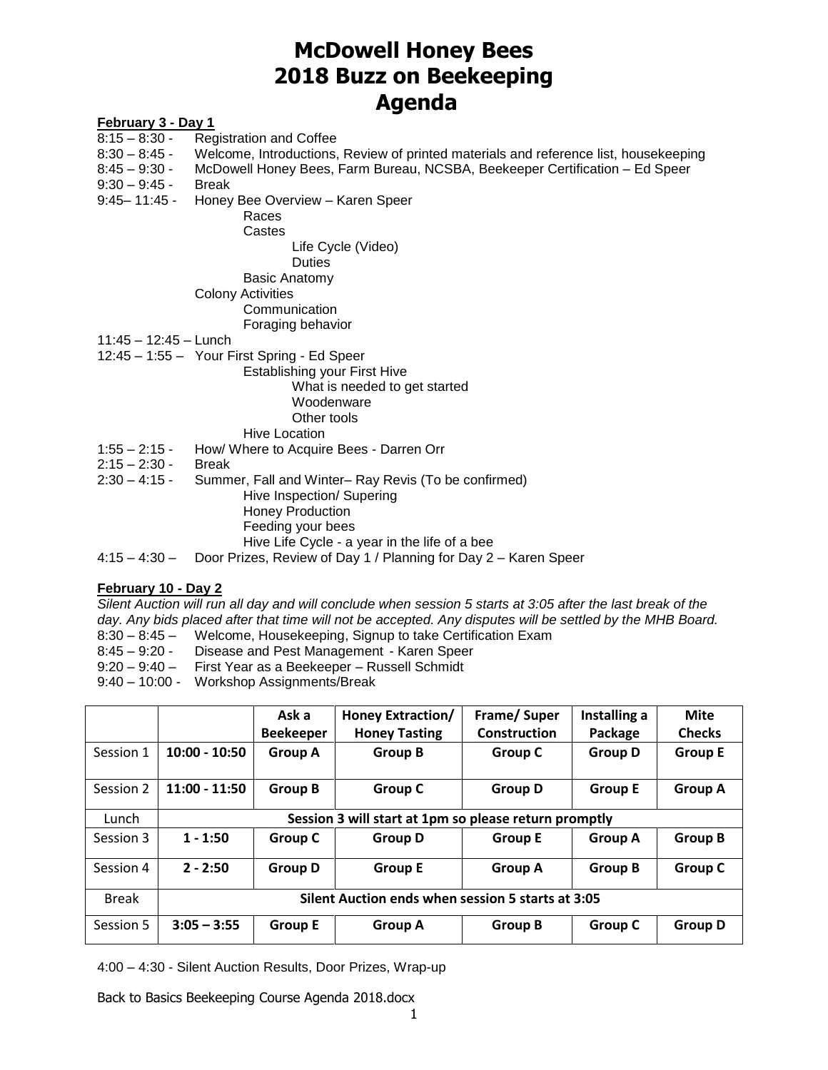# McDowell Honey Bees
# 2018 Buzz on Beekeeping
# Agenda

**February 3 - Day 1**

8:15 – 8:30 - Registration and Coffee
8:30 – 8:45 - Welcome, Introductions, Review of printed materials and reference list, housekeeping
8:45 – 9:30 - McDowell Honey Bees, Farm Bureau, NCSBA, Beekeeper Certification – Ed Speer
9:30 – 9:45 - Break
9:45– 11:45 - Honey Bee Overview – Karen Speer

- Races
- Castes
  - Life Cycle (Video)
  - Duties
- Basic Anatomy

Colony Activities

- Communication
- Foraging behavior

11:45 – 12:45 – Lunch
12:45 – 1:55 – Your First Spring - Ed Speer

- Establishing your First Hive
  - What is needed to get started
  - Woodenware
  - Other tools
- Hive Location

1:55 – 2:15 - How/ Where to Acquire Bees - Darren Orr
2:15 – 2:30 - Break
2:30 – 4:15 - Summer, Fall and Winter– Ray Revis (To be confirmed)

- Hive Inspection/ Supering
- Honey Production
- Feeding your bees
- Hive Life Cycle - a year in the life of a bee

4:15 – 4:30 – Door Prizes, Review of Day 1 / Planning for Day 2 – Karen Speer

**February 10 - Day 2**

*Silent Auction will run all day and will conclude when session 5 starts at 3:05 after the last break of the day. Any bids placed after that time will not be accepted. Any disputes will be settled by the MHB Board.*

8:30 – 8:45 – Welcome, Housekeeping, Signup to take Certification Exam
8:45 – 9:20 - Disease and Pest Management - Karen Speer
9:20 – 9:40 – First Year as a Beekeeper – Russell Schmidt
9:40 – 10:00 - Workshop Assignments/Break

| | | Ask a Beekeeper | Honey Extraction/ Honey Tasting | Frame/ Super Construction | Installing a Package | Mite Checks |
|---|---|---|---|---|---|---|
| Session 1 | **10:00 - 10:50** | **Group A** | **Group B** | **Group C** | **Group D** | **Group E** |
| Session 2 | **11:00 - 11:50** | **Group B** | **Group C** | **Group D** | **Group E** | **Group A** |
| Lunch | **Session 3 will start at 1pm so please return promptly** | | | | | |
| Session 3 | **1 - 1:50** | **Group C** | **Group D** | **Group E** | **Group A** | **Group B** |
| Session 4 | **2 - 2:50** | **Group D** | **Group E** | **Group A** | **Group B** | **Group C** |
| Break | **Silent Auction ends when session 5 starts at 3:05** | | | | | |
| Session 5 | **3:05 – 3:55** | **Group E** | **Group A** | **Group B** | **Group C** | **Group D** |

4:00 – 4:30 - Silent Auction Results, Door Prizes, Wrap-up

Back to Basics Beekeeping Course Agenda 2018.docx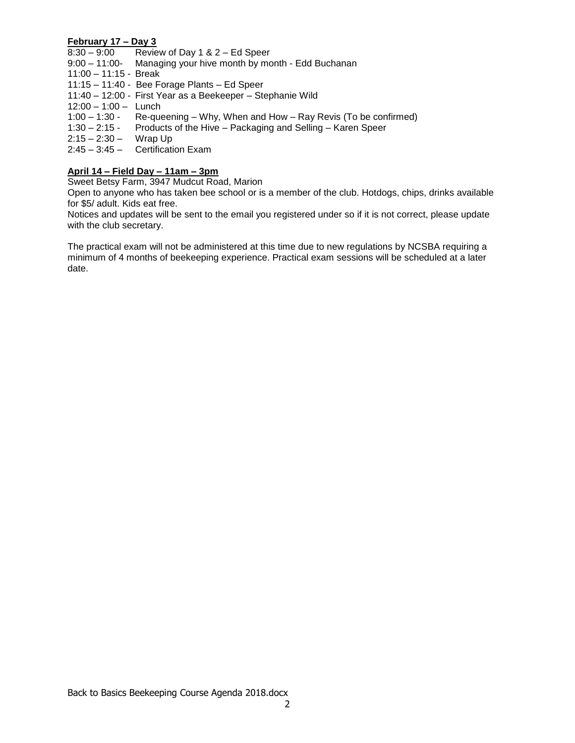**February 17 – Day 3**

8:30 – 9:00 Review of Day 1 & 2 – Ed Speer
9:00 – 11:00- Managing your hive month by month - Edd Buchanan
11:00 – 11:15 - Break
11:15 – 11:40 - Bee Forage Plants – Ed Speer
11:40 – 12:00 - First Year as a Beekeeper – Stephanie Wild
12:00 – 1:00 – Lunch
1:00 – 1:30 - Re-queening – Why, When and How – Ray Revis (To be confirmed)
1:30 – 2:15 - Products of the Hive – Packaging and Selling – Karen Speer
2:15 – 2:30 – Wrap Up
2:45 – 3:45 – Certification Exam

**April 14 – Field Day – 11am – 3pm**

Sweet Betsy Farm, 3947 Mudcut Road, Marion
Open to anyone who has taken bee school or is a member of the club. Hotdogs, chips, drinks available for $5/ adult. Kids eat free.
Notices and updates will be sent to the email you registered under so if it is not correct, please update with the club secretary.

The practical exam will not be administered at this time due to new regulations by NCSBA requiring a minimum of 4 months of beekeeping experience. Practical exam sessions will be scheduled at a later date.

Back to Basics Beekeeping Course Agenda 2018.docx